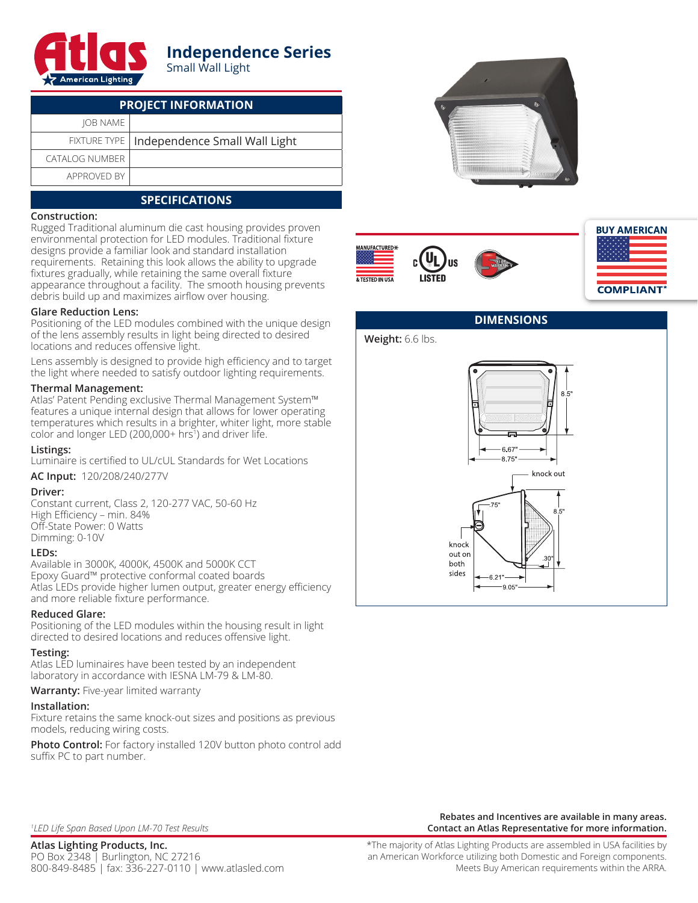# Independence Series

Small Wall Light

## PROJECT INFORMATION

| | |
|---|---|
| JOB NAME | |
| FIXTURE TYPE | Independence Small Wall Light |
| CATALOG NUMBER | |
| APPROVED BY | |

## SPECIFICATIONS

**Construction:**
Rugged Traditional aluminum die cast housing provides proven environmental protection for LED modules. Traditional fixture designs provide a familiar look and standard installation requirements. Retaining this look allows the ability to upgrade fixtures gradually, while retaining the same overall fixture appearance throughout a facility. The smooth housing prevents debris build up and maximizes airflow over housing.

**Glare Reduction Lens:**
Positioning of the LED modules combined with the unique design of the lens assembly results in light being directed to desired locations and reduces offensive light.

Lens assembly is designed to provide high efficiency and to target the light where needed to satisfy outdoor lighting requirements.

**Thermal Management:**
Atlas' Patent Pending exclusive Thermal Management System™ features a unique internal design that allows for lower operating temperatures which results in a brighter, whiter light, more stable color and longer LED (200,000+ hrs[1]) and driver life.

**Listings:**
Luminaire is certified to UL/cUL Standards for Wet Locations

**AC Input:** 120/208/240/277V

**Driver:**
Constant current, Class 2, 120-277 VAC, 50-60 Hz
High Efficiency – min. 84%
Off-State Power: 0 Watts
Dimming: 0-10V

**LEDs:**
Available in 3000K, 4000K, 4500K and 5000K CCT
Epoxy Guard™ protective conformal coated boards
Atlas LEDs provide higher lumen output, greater energy efficiency and more reliable fixture performance.

**Reduced Glare:**
Positioning of the LED modules within the housing result in light directed to desired locations and reduces offensive light.

**Testing:**
Atlas LED luminaires have been tested by an independent laboratory in accordance with IESNA LM-79 & LM-80.

**Warranty:** Five-year limited warranty

**Installation:**
Fixture retains the same knock-out sizes and positions as previous models, reducing wiring costs.

**Photo Control:** For factory installed 120V button photo control add suffix PC to part number.

MANUFACTURED & TESTED IN USA | c UL US LISTED | 5 YEAR WARRANTY

**BUY AMERICAN COMPLIANT***

## DIMENSIONS

**Weight:** 6.6 lbs.

Front: 8.5" height; 6.67" / 8.75" width

Side: knock out; .75"; 8.5"; knock out on both sides; .30"; 6.21"; 9.05"

*[1]LED Life Span Based Upon LM-70 Test Results*

**Rebates and Incentives are available in many areas. Contact an Atlas Representative for more information.**

**Atlas Lighting Products, Inc.**
PO Box 2348 | Burlington, NC 27216
800-849-8485 | fax: 336-227-0110 | www.atlasled.com

*The majority of Atlas Lighting Products are assembled in USA facilities by an American Workforce utilizing both Domestic and Foreign components. Meets Buy American requirements within the ARRA.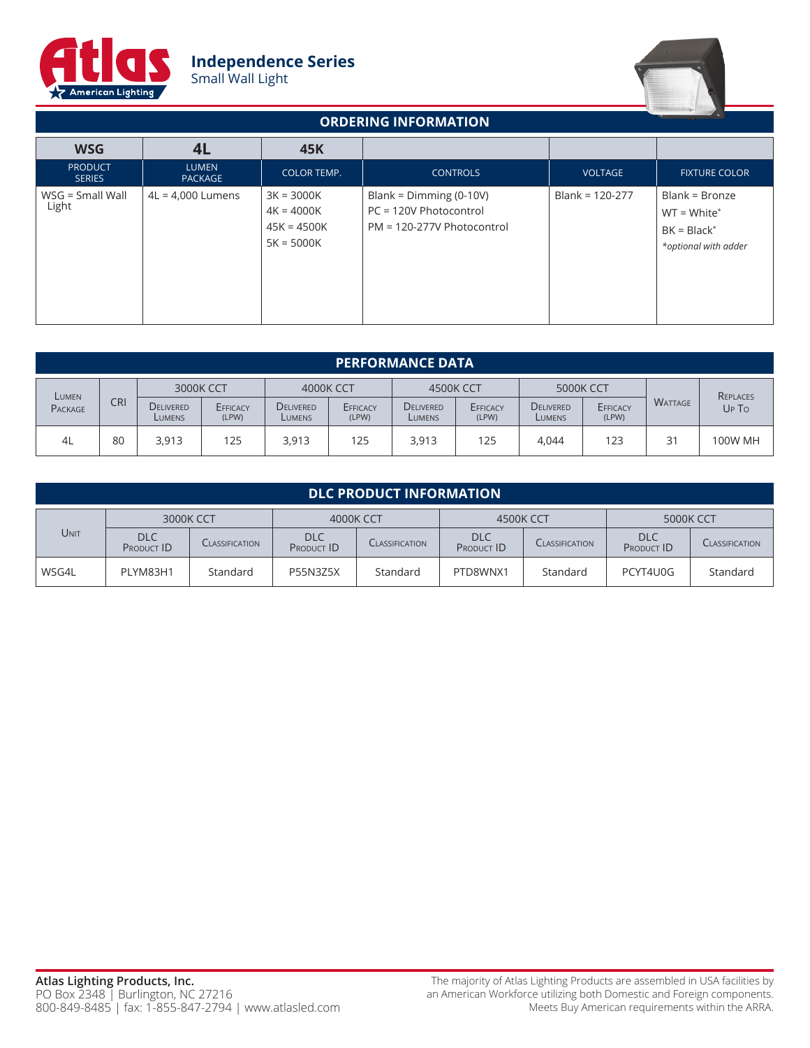# Independence Series

Small Wall Light

## ORDERING INFORMATION

| WSG | 4L | 45K | | | |
|---|---|---|---|---|---|
| PRODUCT SERIES | LUMEN PACKAGE | COLOR TEMP. | CONTROLS | VOLTAGE | FIXTURE COLOR |
| WSG = Small Wall Light | 4L = 4,000 Lumens | 3K = 3000K<br>4K = 4000K<br>45K = 4500K<br>5K = 5000K | Blank = Dimming (0-10V)<br>PC = 120V Photocontrol<br>PM = 120-277V Photocontrol | Blank = 120-277 | Blank = Bronze<br>WT = White*<br>BK = Black*<br>*optional with adder* |

## PERFORMANCE DATA

| Lumen Package | CRI | 3000K CCT | | 4000K CCT | | 4500K CCT | | 5000K CCT | | Wattage | Replaces Up To |
|---|---|---|---|---|---|---|---|---|---|---|---|
| | | Delivered Lumens | Efficacy (LPW) | Delivered Lumens | Efficacy (LPW) | Delivered Lumens | Efficacy (LPW) | Delivered Lumens | Efficacy (LPW) | | |
| 4L | 80 | 3,913 | 125 | 3,913 | 125 | 3,913 | 125 | 4,044 | 123 | 31 | 100W MH |

## DLC PRODUCT INFORMATION

| Unit | 3000K CCT | | 4000K CCT | | 4500K CCT | | 5000K CCT | |
|---|---|---|---|---|---|---|---|---|
| | DLC Product ID | Classification | DLC Product ID | Classification | DLC Product ID | Classification | DLC Product ID | Classification |
| WSG4L | PLYM83H1 | Standard | P55N3Z5X | Standard | PTD8WNX1 | Standard | PCYT4U0G | Standard |

**Atlas Lighting Products, Inc.**
PO Box 2348 | Burlington, NC 27216
800-849-8485 | fax: 1-855-847-2794 | www.atlasled.com

The majority of Atlas Lighting Products are assembled in USA facilities by an American Workforce utilizing both Domestic and Foreign components. Meets Buy American requirements within the ARRA.